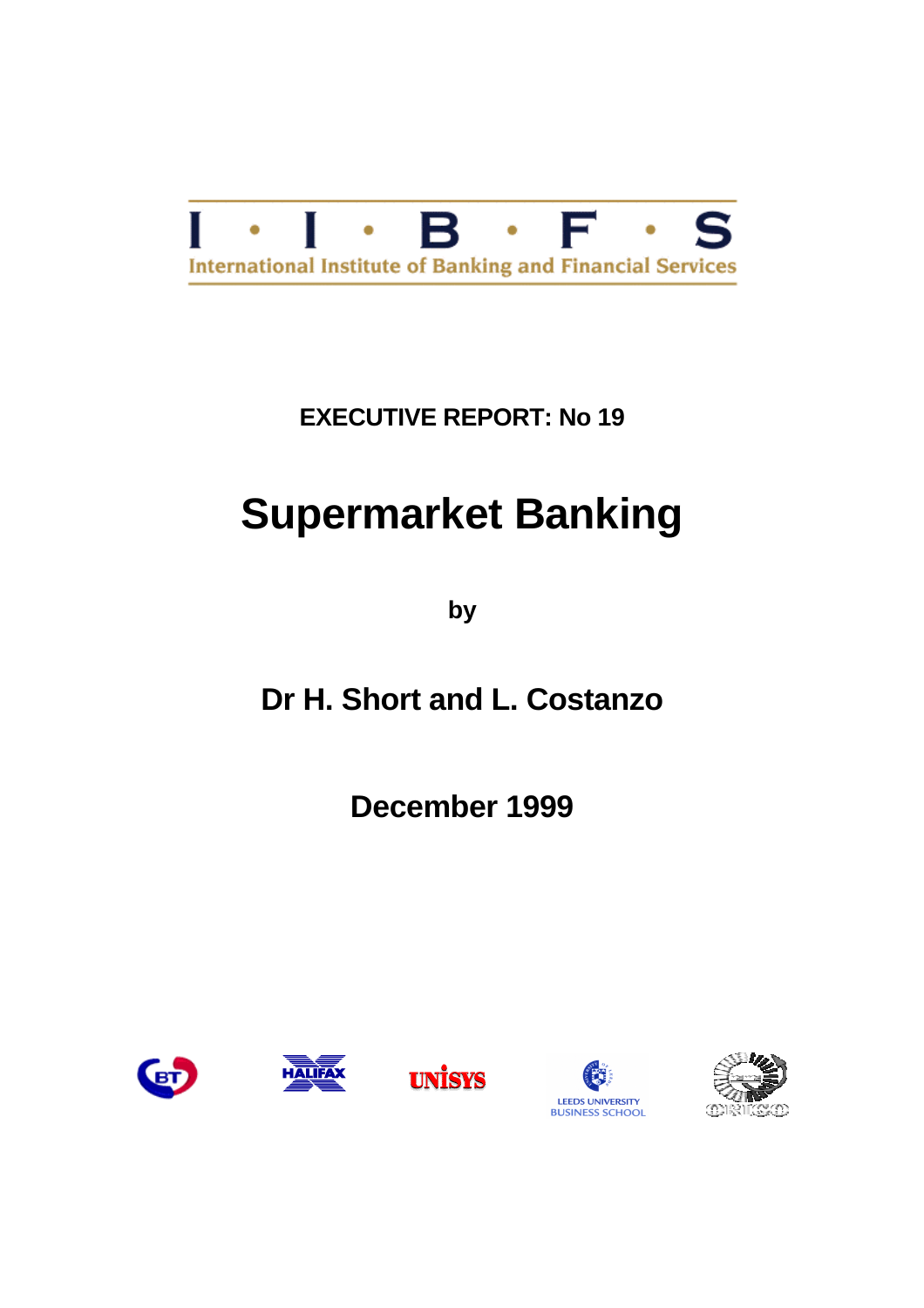I · I · B · F · S

International Institute of Banking and Financial Services

**EXECUTIVE REPORT: No 19**

# Supermarket Banking

**by**

## Dr H. Short and L. Costanzo

## December 1999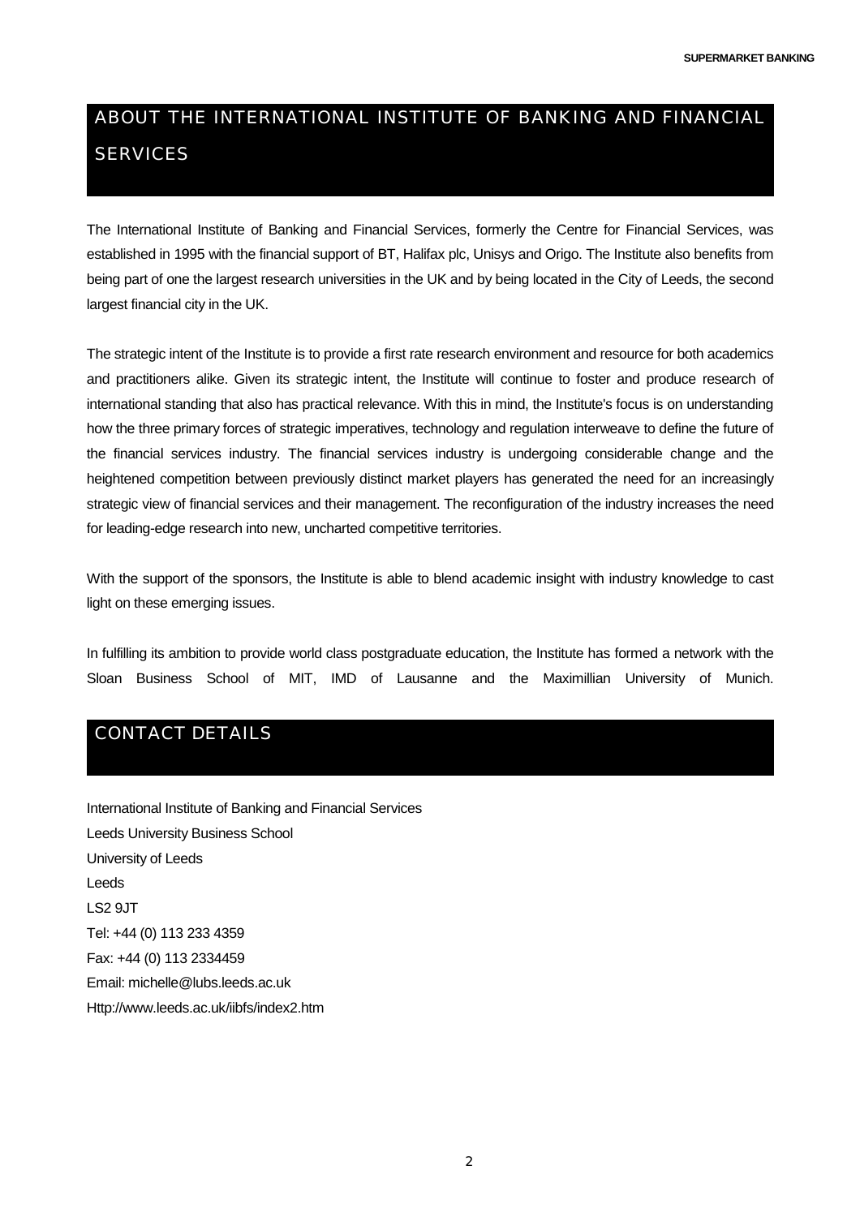## ABOUT THE INTERNATIONAL INSTITUTE OF BANKING AND FINANCIAL SERVICES

The International Institute of Banking and Financial Services, formerly the Centre for Financial Services, was established in 1995 with the financial support of BT, Halifax plc, Unisys and Origo. The Institute also benefits from being part of one the largest research universities in the UK and by being located in the City of Leeds, the second largest financial city in the UK.

The strategic intent of the Institute is to provide a first rate research environment and resource for both academics and practitioners alike. Given its strategic intent, the Institute will continue to foster and produce research of international standing that also has practical relevance. With this in mind, the Institute's focus is on understanding how the three primary forces of strategic imperatives, technology and regulation interweave to define the future of the financial services industry. The financial services industry is undergoing considerable change and the heightened competition between previously distinct market players has generated the need for an increasingly strategic view of financial services and their management. The reconfiguration of the industry increases the need for leading-edge research into new, uncharted competitive territories.

With the support of the sponsors, the Institute is able to blend academic insight with industry knowledge to cast light on these emerging issues.

In fulfilling its ambition to provide world class postgraduate education, the Institute has formed a network with the Sloan Business School of MIT, IMD of Lausanne and the Maximillian University of Munich.

## CONTACT DETAILS

International Institute of Banking and Financial Services
Leeds University Business School
University of Leeds
Leeds
LS2 9JT
Tel: +44 (0) 113 233 4359
Fax: +44 (0) 113 2334459
Email: michelle@lubs.leeds.ac.uk
Http://www.leeds.ac.uk/iibfs/index2.htm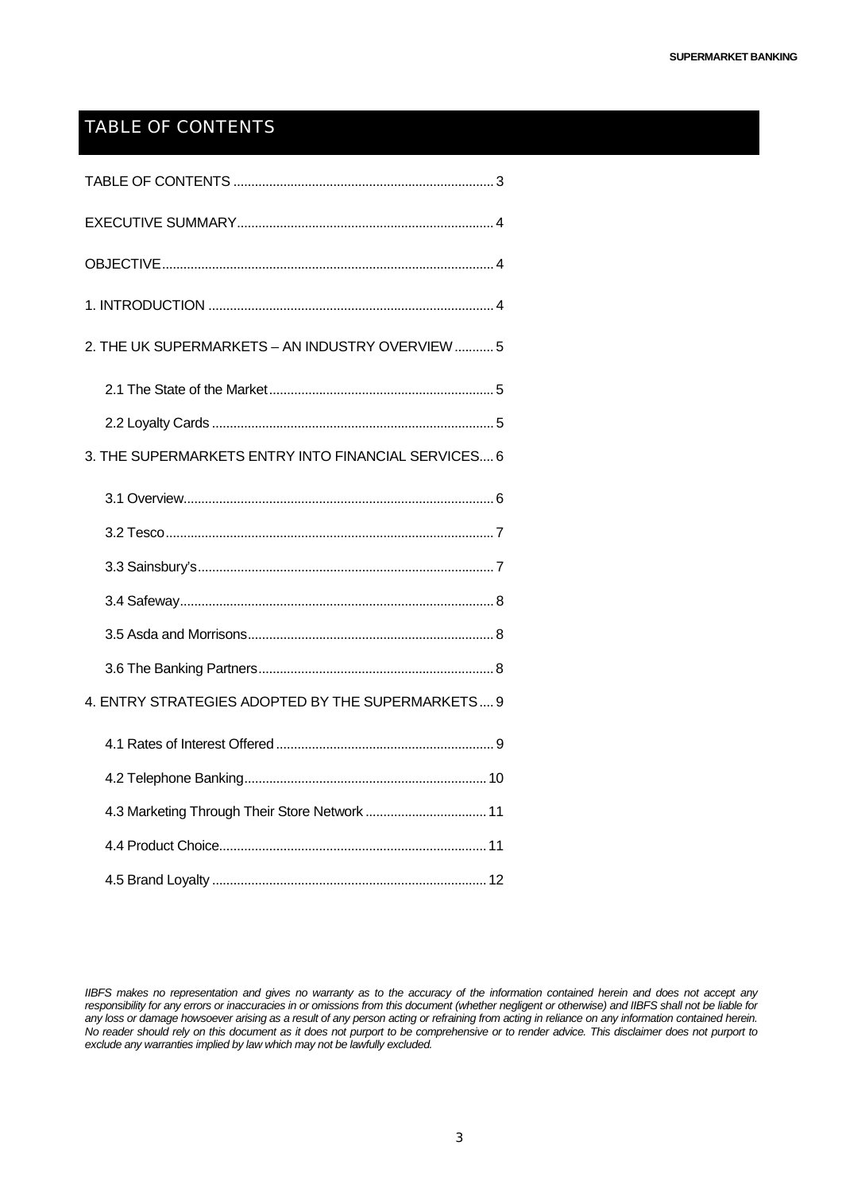# TABLE OF CONTENTS

TABLE OF CONTENTS ........................................................................ 3

EXECUTIVE SUMMARY....................................................................... 4

OBJECTIVE............................................................................................ 4

1. INTRODUCTION ............................................................................... 4

2. THE UK SUPERMARKETS – AN INDUSTRY OVERVIEW ........... 5

- 2.1 The State of the Market.............................................................. 5
- 2.2 Loyalty Cards .............................................................................. 5

3. THE SUPERMARKETS ENTRY INTO FINANCIAL SERVICES.... 6

- 3.1 Overview..................................................................................... 6
- 3.2 Tesco........................................................................................... 7
- 3.3 Sainsbury's.................................................................................. 7
- 3.4 Safeway....................................................................................... 8
- 3.5 Asda and Morrisons.................................................................... 8
- 3.6 The Banking Partners................................................................. 8

4. ENTRY STRATEGIES ADOPTED BY THE SUPERMARKETS .... 9

- 4.1 Rates of Interest Offered ............................................................ 9
- 4.2 Telephone Banking................................................................... 10
- 4.3 Marketing Through Their Store Network .................................. 11
- 4.4 Product Choice.......................................................................... 11
- 4.5 Brand Loyalty ............................................................................ 12

*IIBFS makes no representation and gives no warranty as to the accuracy of the information contained herein and does not accept any responsibility for any errors or inaccuracies in or omissions from this document (whether negligent or otherwise) and IIBFS shall not be liable for any loss or damage howsoever arising as a result of any person acting or refraining from acting in reliance on any information contained herein. No reader should rely on this document as it does not purport to be comprehensive or to render advice. This disclaimer does not purport to exclude any warranties implied by law which may not be lawfully excluded.*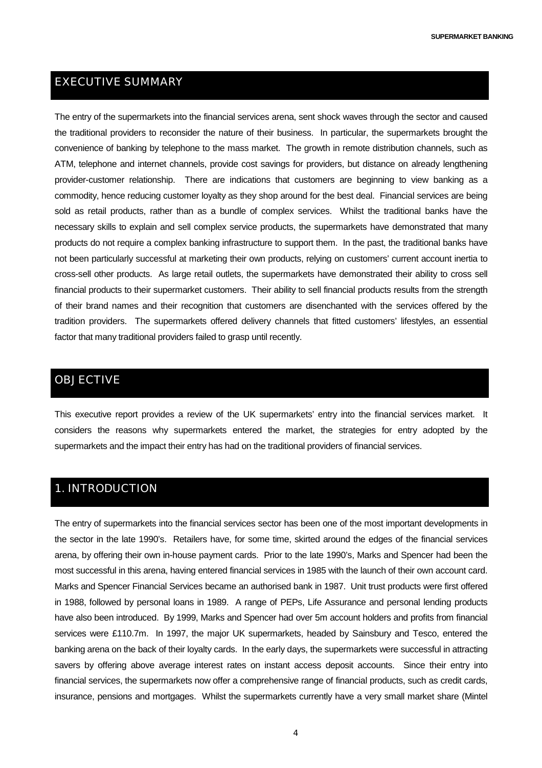## EXECUTIVE SUMMARY

The entry of the supermarkets into the financial services arena, sent shock waves through the sector and caused the traditional providers to reconsider the nature of their business. In particular, the supermarkets brought the convenience of banking by telephone to the mass market. The growth in remote distribution channels, such as ATM, telephone and internet channels, provide cost savings for providers, but distance on already lengthening provider-customer relationship. There are indications that customers are beginning to view banking as a commodity, hence reducing customer loyalty as they shop around for the best deal. Financial services are being sold as retail products, rather than as a bundle of complex services. Whilst the traditional banks have the necessary skills to explain and sell complex service products, the supermarkets have demonstrated that many products do not require a complex banking infrastructure to support them. In the past, the traditional banks have not been particularly successful at marketing their own products, relying on customers' current account inertia to cross-sell other products. As large retail outlets, the supermarkets have demonstrated their ability to cross sell financial products to their supermarket customers. Their ability to sell financial products results from the strength of their brand names and their recognition that customers are disenchanted with the services offered by the tradition providers. The supermarkets offered delivery channels that fitted customers' lifestyles, an essential factor that many traditional providers failed to grasp until recently.

## OBJECTIVE

This executive report provides a review of the UK supermarkets' entry into the financial services market. It considers the reasons why supermarkets entered the market, the strategies for entry adopted by the supermarkets and the impact their entry has had on the traditional providers of financial services.

## 1. INTRODUCTION

The entry of supermarkets into the financial services sector has been one of the most important developments in the sector in the late 1990's. Retailers have, for some time, skirted around the edges of the financial services arena, by offering their own in-house payment cards. Prior to the late 1990's, Marks and Spencer had been the most successful in this arena, having entered financial services in 1985 with the launch of their own account card. Marks and Spencer Financial Services became an authorised bank in 1987. Unit trust products were first offered in 1988, followed by personal loans in 1989. A range of PEPs, Life Assurance and personal lending products have also been introduced. By 1999, Marks and Spencer had over 5m account holders and profits from financial services were £110.7m. In 1997, the major UK supermarkets, headed by Sainsbury and Tesco, entered the banking arena on the back of their loyalty cards. In the early days, the supermarkets were successful in attracting savers by offering above average interest rates on instant access deposit accounts. Since their entry into financial services, the supermarkets now offer a comprehensive range of financial products, such as credit cards, insurance, pensions and mortgages. Whilst the supermarkets currently have a very small market share (Mintel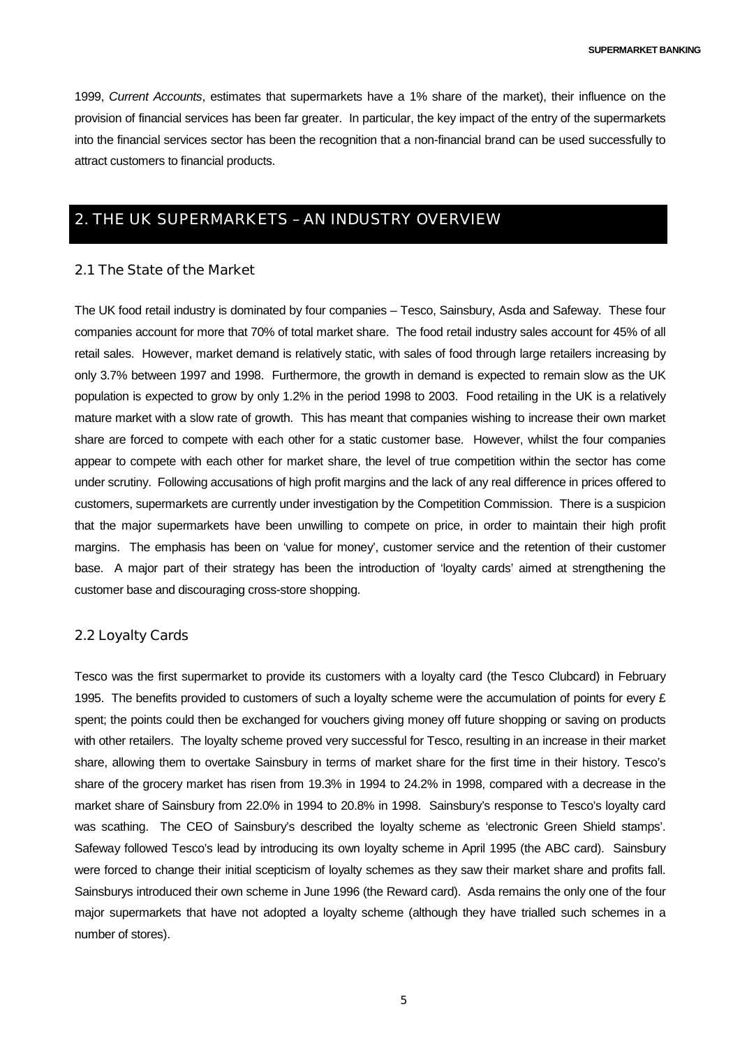1999, *Current Accounts*, estimates that supermarkets have a 1% share of the market), their influence on the provision of financial services has been far greater. In particular, the key impact of the entry of the supermarkets into the financial services sector has been the recognition that a non-financial brand can be used successfully to attract customers to financial products.

## 2. THE UK SUPERMARKETS – AN INDUSTRY OVERVIEW

### 2.1 The State of the Market

The UK food retail industry is dominated by four companies – Tesco, Sainsbury, Asda and Safeway. These four companies account for more that 70% of total market share. The food retail industry sales account for 45% of all retail sales. However, market demand is relatively static, with sales of food through large retailers increasing by only 3.7% between 1997 and 1998. Furthermore, the growth in demand is expected to remain slow as the UK population is expected to grow by only 1.2% in the period 1998 to 2003. Food retailing in the UK is a relatively mature market with a slow rate of growth. This has meant that companies wishing to increase their own market share are forced to compete with each other for a static customer base. However, whilst the four companies appear to compete with each other for market share, the level of true competition within the sector has come under scrutiny. Following accusations of high profit margins and the lack of any real difference in prices offered to customers, supermarkets are currently under investigation by the Competition Commission. There is a suspicion that the major supermarkets have been unwilling to compete on price, in order to maintain their high profit margins. The emphasis has been on 'value for money', customer service and the retention of their customer base. A major part of their strategy has been the introduction of 'loyalty cards' aimed at strengthening the customer base and discouraging cross-store shopping.

### 2.2 Loyalty Cards

Tesco was the first supermarket to provide its customers with a loyalty card (the Tesco Clubcard) in February 1995. The benefits provided to customers of such a loyalty scheme were the accumulation of points for every £ spent; the points could then be exchanged for vouchers giving money off future shopping or saving on products with other retailers. The loyalty scheme proved very successful for Tesco, resulting in an increase in their market share, allowing them to overtake Sainsbury in terms of market share for the first time in their history. Tesco's share of the grocery market has risen from 19.3% in 1994 to 24.2% in 1998, compared with a decrease in the market share of Sainsbury from 22.0% in 1994 to 20.8% in 1998. Sainsbury's response to Tesco's loyalty card was scathing. The CEO of Sainsbury's described the loyalty scheme as 'electronic Green Shield stamps'. Safeway followed Tesco's lead by introducing its own loyalty scheme in April 1995 (the ABC card). Sainsbury were forced to change their initial scepticism of loyalty schemes as they saw their market share and profits fall. Sainsburys introduced their own scheme in June 1996 (the Reward card). Asda remains the only one of the four major supermarkets that have not adopted a loyalty scheme (although they have trialled such schemes in a number of stores).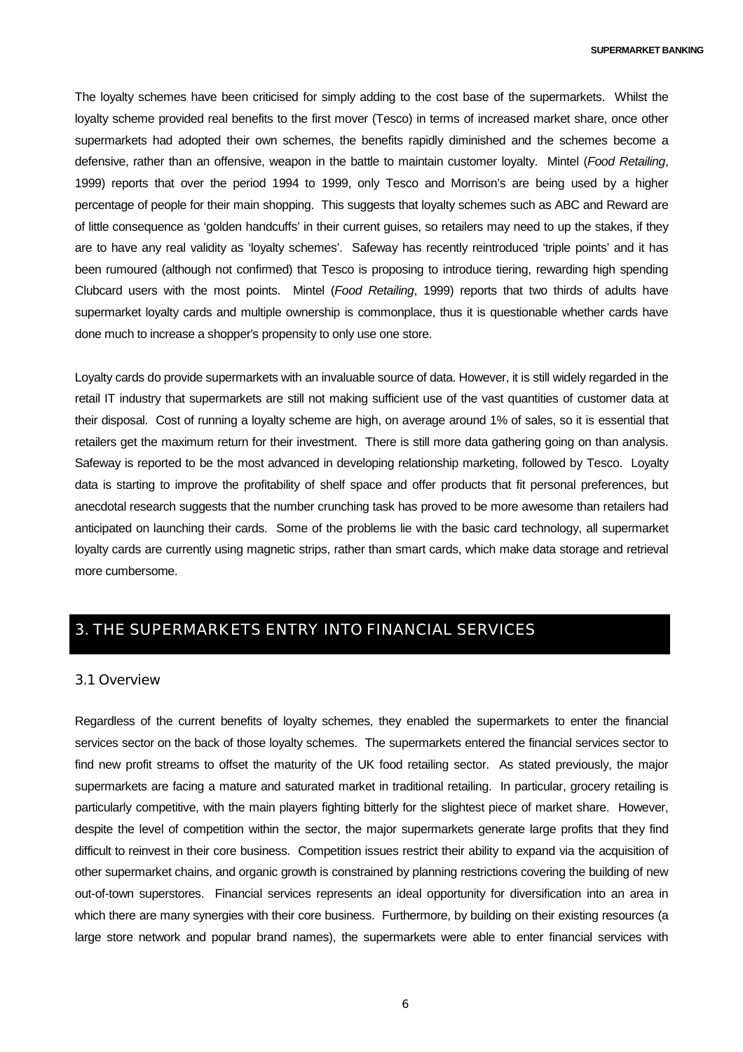The loyalty schemes have been criticised for simply adding to the cost base of the supermarkets. Whilst the loyalty scheme provided real benefits to the first mover (Tesco) in terms of increased market share, once other supermarkets had adopted their own schemes, the benefits rapidly diminished and the schemes become a defensive, rather than an offensive, weapon in the battle to maintain customer loyalty. Mintel (*Food Retailing*, 1999) reports that over the period 1994 to 1999, only Tesco and Morrison's are being used by a higher percentage of people for their main shopping. This suggests that loyalty schemes such as ABC and Reward are of little consequence as 'golden handcuffs' in their current guises, so retailers may need to up the stakes, if they are to have any real validity as 'loyalty schemes'. Safeway has recently reintroduced 'triple points' and it has been rumoured (although not confirmed) that Tesco is proposing to introduce tiering, rewarding high spending Clubcard users with the most points. Mintel (*Food Retailing*, 1999) reports that two thirds of adults have supermarket loyalty cards and multiple ownership is commonplace, thus it is questionable whether cards have done much to increase a shopper's propensity to only use one store.

Loyalty cards do provide supermarkets with an invaluable source of data. However, it is still widely regarded in the retail IT industry that supermarkets are still not making sufficient use of the vast quantities of customer data at their disposal. Cost of running a loyalty scheme are high, on average around 1% of sales, so it is essential that retailers get the maximum return for their investment. There is still more data gathering going on than analysis. Safeway is reported to be the most advanced in developing relationship marketing, followed by Tesco. Loyalty data is starting to improve the profitability of shelf space and offer products that fit personal preferences, but anecdotal research suggests that the number crunching task has proved to be more awesome than retailers had anticipated on launching their cards. Some of the problems lie with the basic card technology, all supermarket loyalty cards are currently using magnetic strips, rather than smart cards, which make data storage and retrieval more cumbersome.

## 3. THE SUPERMARKETS ENTRY INTO FINANCIAL SERVICES

### 3.1 Overview

Regardless of the current benefits of loyalty schemes, they enabled the supermarkets to enter the financial services sector on the back of those loyalty schemes. The supermarkets entered the financial services sector to find new profit streams to offset the maturity of the UK food retailing sector. As stated previously, the major supermarkets are facing a mature and saturated market in traditional retailing. In particular, grocery retailing is particularly competitive, with the main players fighting bitterly for the slightest piece of market share. However, despite the level of competition within the sector, the major supermarkets generate large profits that they find difficult to reinvest in their core business. Competition issues restrict their ability to expand via the acquisition of other supermarket chains, and organic growth is constrained by planning restrictions covering the building of new out-of-town superstores. Financial services represents an ideal opportunity for diversification into an area in which there are many synergies with their core business. Furthermore, by building on their existing resources (a large store network and popular brand names), the supermarkets were able to enter financial services with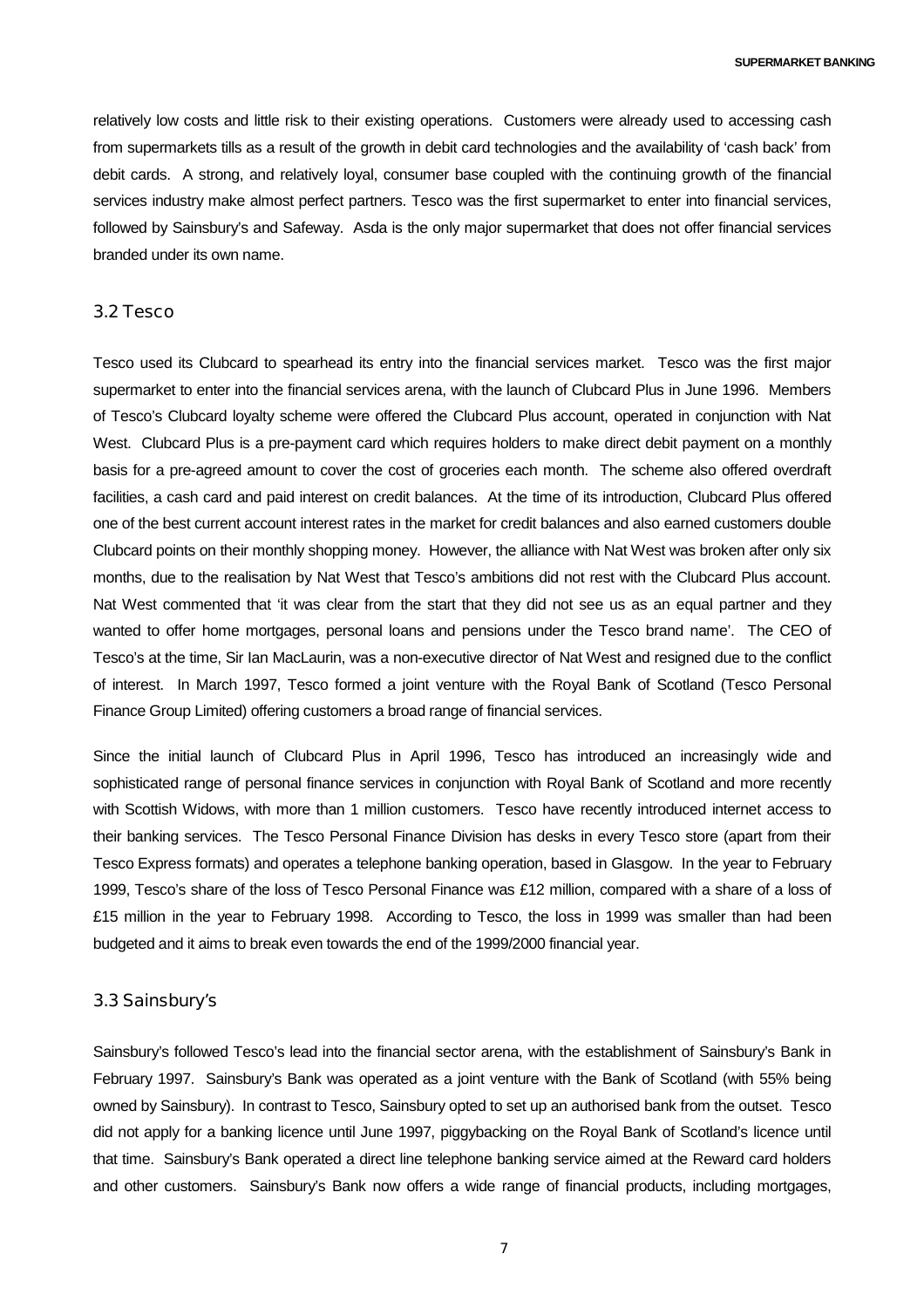relatively low costs and little risk to their existing operations. Customers were already used to accessing cash from supermarkets tills as a result of the growth in debit card technologies and the availability of 'cash back' from debit cards. A strong, and relatively loyal, consumer base coupled with the continuing growth of the financial services industry make almost perfect partners. Tesco was the first supermarket to enter into financial services, followed by Sainsbury's and Safeway. Asda is the only major supermarket that does not offer financial services branded under its own name.

## 3.2 Tesco

Tesco used its Clubcard to spearhead its entry into the financial services market. Tesco was the first major supermarket to enter into the financial services arena, with the launch of Clubcard Plus in June 1996. Members of Tesco's Clubcard loyalty scheme were offered the Clubcard Plus account, operated in conjunction with Nat West. Clubcard Plus is a pre-payment card which requires holders to make direct debit payment on a monthly basis for a pre-agreed amount to cover the cost of groceries each month. The scheme also offered overdraft facilities, a cash card and paid interest on credit balances. At the time of its introduction, Clubcard Plus offered one of the best current account interest rates in the market for credit balances and also earned customers double Clubcard points on their monthly shopping money. However, the alliance with Nat West was broken after only six months, due to the realisation by Nat West that Tesco's ambitions did not rest with the Clubcard Plus account. Nat West commented that 'it was clear from the start that they did not see us as an equal partner and they wanted to offer home mortgages, personal loans and pensions under the Tesco brand name'. The CEO of Tesco's at the time, Sir Ian MacLaurin, was a non-executive director of Nat West and resigned due to the conflict of interest. In March 1997, Tesco formed a joint venture with the Royal Bank of Scotland (Tesco Personal Finance Group Limited) offering customers a broad range of financial services.

Since the initial launch of Clubcard Plus in April 1996, Tesco has introduced an increasingly wide and sophisticated range of personal finance services in conjunction with Royal Bank of Scotland and more recently with Scottish Widows, with more than 1 million customers. Tesco have recently introduced internet access to their banking services. The Tesco Personal Finance Division has desks in every Tesco store (apart from their Tesco Express formats) and operates a telephone banking operation, based in Glasgow. In the year to February 1999, Tesco's share of the loss of Tesco Personal Finance was £12 million, compared with a share of a loss of £15 million in the year to February 1998. According to Tesco, the loss in 1999 was smaller than had been budgeted and it aims to break even towards the end of the 1999/2000 financial year.

## 3.3 Sainsbury's

Sainsbury's followed Tesco's lead into the financial sector arena, with the establishment of Sainsbury's Bank in February 1997. Sainsbury's Bank was operated as a joint venture with the Bank of Scotland (with 55% being owned by Sainsbury). In contrast to Tesco, Sainsbury opted to set up an authorised bank from the outset. Tesco did not apply for a banking licence until June 1997, piggybacking on the Royal Bank of Scotland's licence until that time. Sainsbury's Bank operated a direct line telephone banking service aimed at the Reward card holders and other customers. Sainsbury's Bank now offers a wide range of financial products, including mortgages,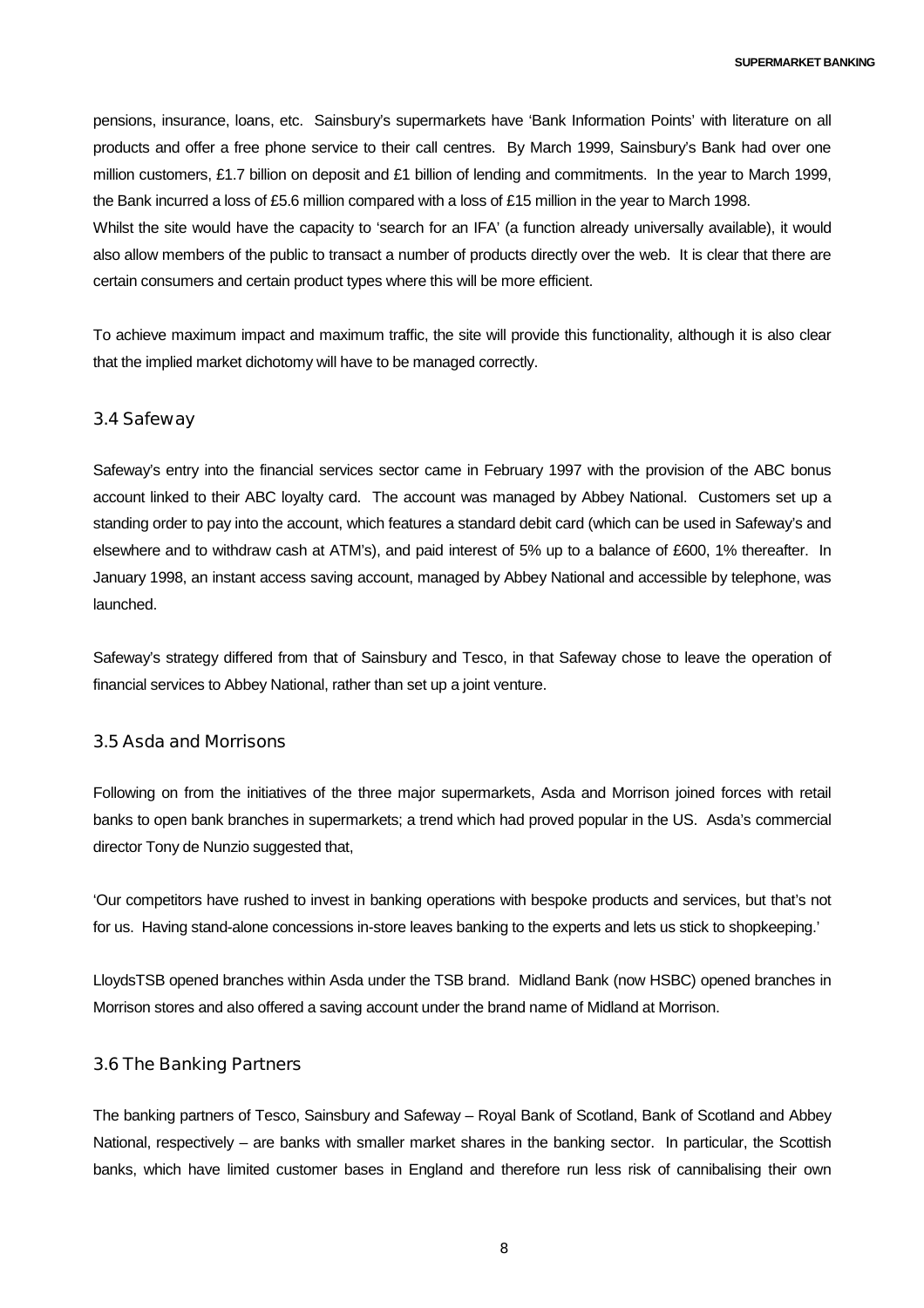pensions, insurance, loans, etc. Sainsbury's supermarkets have 'Bank Information Points' with literature on all products and offer a free phone service to their call centres. By March 1999, Sainsbury's Bank had over one million customers, £1.7 billion on deposit and £1 billion of lending and commitments. In the year to March 1999, the Bank incurred a loss of £5.6 million compared with a loss of £15 million in the year to March 1998.
Whilst the site would have the capacity to 'search for an IFA' (a function already universally available), it would also allow members of the public to transact a number of products directly over the web. It is clear that there are certain consumers and certain product types where this will be more efficient.

To achieve maximum impact and maximum traffic, the site will provide this functionality, although it is also clear that the implied market dichotomy will have to be managed correctly.

### 3.4 Safeway

Safeway's entry into the financial services sector came in February 1997 with the provision of the ABC bonus account linked to their ABC loyalty card. The account was managed by Abbey National. Customers set up a standing order to pay into the account, which features a standard debit card (which can be used in Safeway's and elsewhere and to withdraw cash at ATM's), and paid interest of 5% up to a balance of £600, 1% thereafter. In January 1998, an instant access saving account, managed by Abbey National and accessible by telephone, was launched.

Safeway's strategy differed from that of Sainsbury and Tesco, in that Safeway chose to leave the operation of financial services to Abbey National, rather than set up a joint venture.

### 3.5 Asda and Morrisons

Following on from the initiatives of the three major supermarkets, Asda and Morrison joined forces with retail banks to open bank branches in supermarkets; a trend which had proved popular in the US. Asda's commercial director Tony de Nunzio suggested that,

'Our competitors have rushed to invest in banking operations with bespoke products and services, but that's not for us. Having stand-alone concessions in-store leaves banking to the experts and lets us stick to shopkeeping.'

LloydsTSB opened branches within Asda under the TSB brand. Midland Bank (now HSBC) opened branches in Morrison stores and also offered a saving account under the brand name of Midland at Morrison.

### 3.6 The Banking Partners

The banking partners of Tesco, Sainsbury and Safeway – Royal Bank of Scotland, Bank of Scotland and Abbey National, respectively – are banks with smaller market shares in the banking sector. In particular, the Scottish banks, which have limited customer bases in England and therefore run less risk of cannibalising their own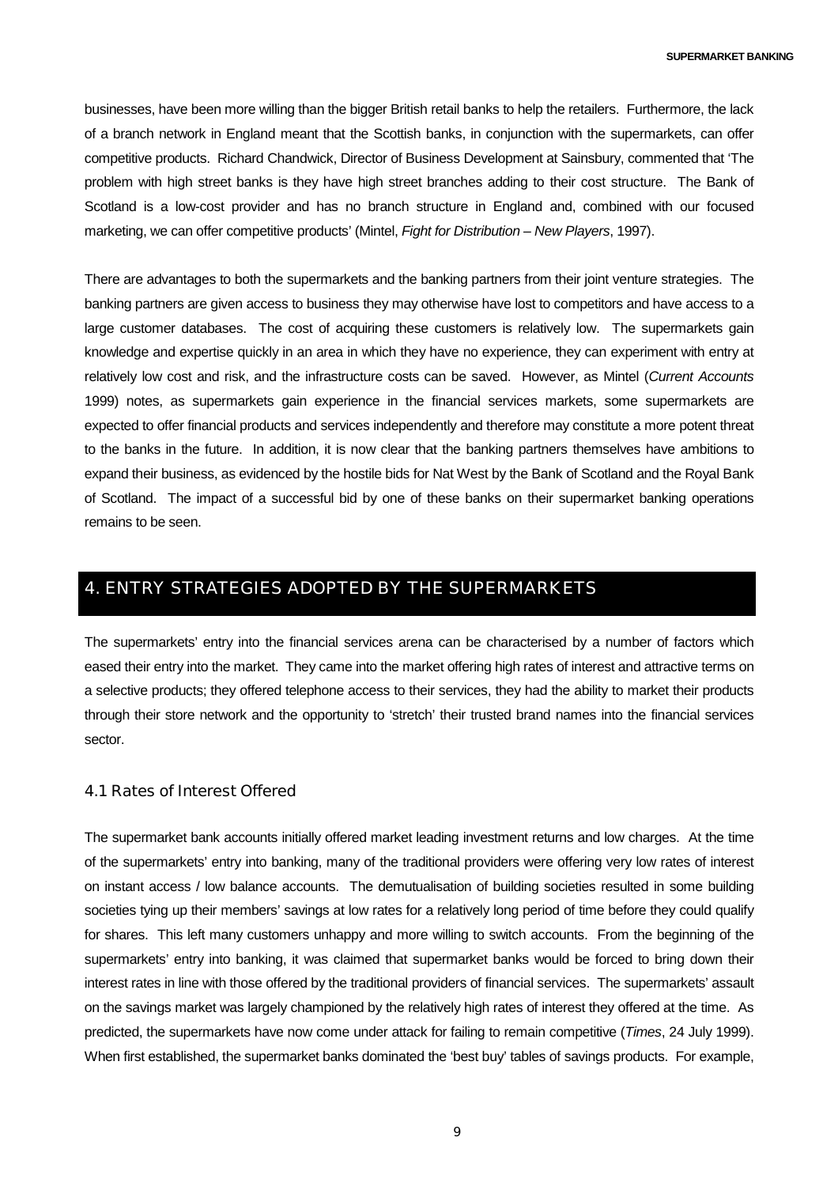businesses, have been more willing than the bigger British retail banks to help the retailers. Furthermore, the lack of a branch network in England meant that the Scottish banks, in conjunction with the supermarkets, can offer competitive products. Richard Chandwick, Director of Business Development at Sainsbury, commented that 'The problem with high street banks is they have high street branches adding to their cost structure. The Bank of Scotland is a low-cost provider and has no branch structure in England and, combined with our focused marketing, we can offer competitive products' (Mintel, *Fight for Distribution – New Players*, 1997).

There are advantages to both the supermarkets and the banking partners from their joint venture strategies. The banking partners are given access to business they may otherwise have lost to competitors and have access to a large customer databases. The cost of acquiring these customers is relatively low. The supermarkets gain knowledge and expertise quickly in an area in which they have no experience, they can experiment with entry at relatively low cost and risk, and the infrastructure costs can be saved. However, as Mintel (*Current Accounts* 1999) notes, as supermarkets gain experience in the financial services markets, some supermarkets are expected to offer financial products and services independently and therefore may constitute a more potent threat to the banks in the future. In addition, it is now clear that the banking partners themselves have ambitions to expand their business, as evidenced by the hostile bids for Nat West by the Bank of Scotland and the Royal Bank of Scotland. The impact of a successful bid by one of these banks on their supermarket banking operations remains to be seen.

## 4. ENTRY STRATEGIES ADOPTED BY THE SUPERMARKETS

The supermarkets' entry into the financial services arena can be characterised by a number of factors which eased their entry into the market. They came into the market offering high rates of interest and attractive terms on a selective products; they offered telephone access to their services, they had the ability to market their products through their store network and the opportunity to 'stretch' their trusted brand names into the financial services sector.

### 4.1 Rates of Interest Offered

The supermarket bank accounts initially offered market leading investment returns and low charges. At the time of the supermarkets' entry into banking, many of the traditional providers were offering very low rates of interest on instant access / low balance accounts. The demutualisation of building societies resulted in some building societies tying up their members' savings at low rates for a relatively long period of time before they could qualify for shares. This left many customers unhappy and more willing to switch accounts. From the beginning of the supermarkets' entry into banking, it was claimed that supermarket banks would be forced to bring down their interest rates in line with those offered by the traditional providers of financial services. The supermarkets' assault on the savings market was largely championed by the relatively high rates of interest they offered at the time. As predicted, the supermarkets have now come under attack for failing to remain competitive (*Times*, 24 July 1999). When first established, the supermarket banks dominated the 'best buy' tables of savings products. For example,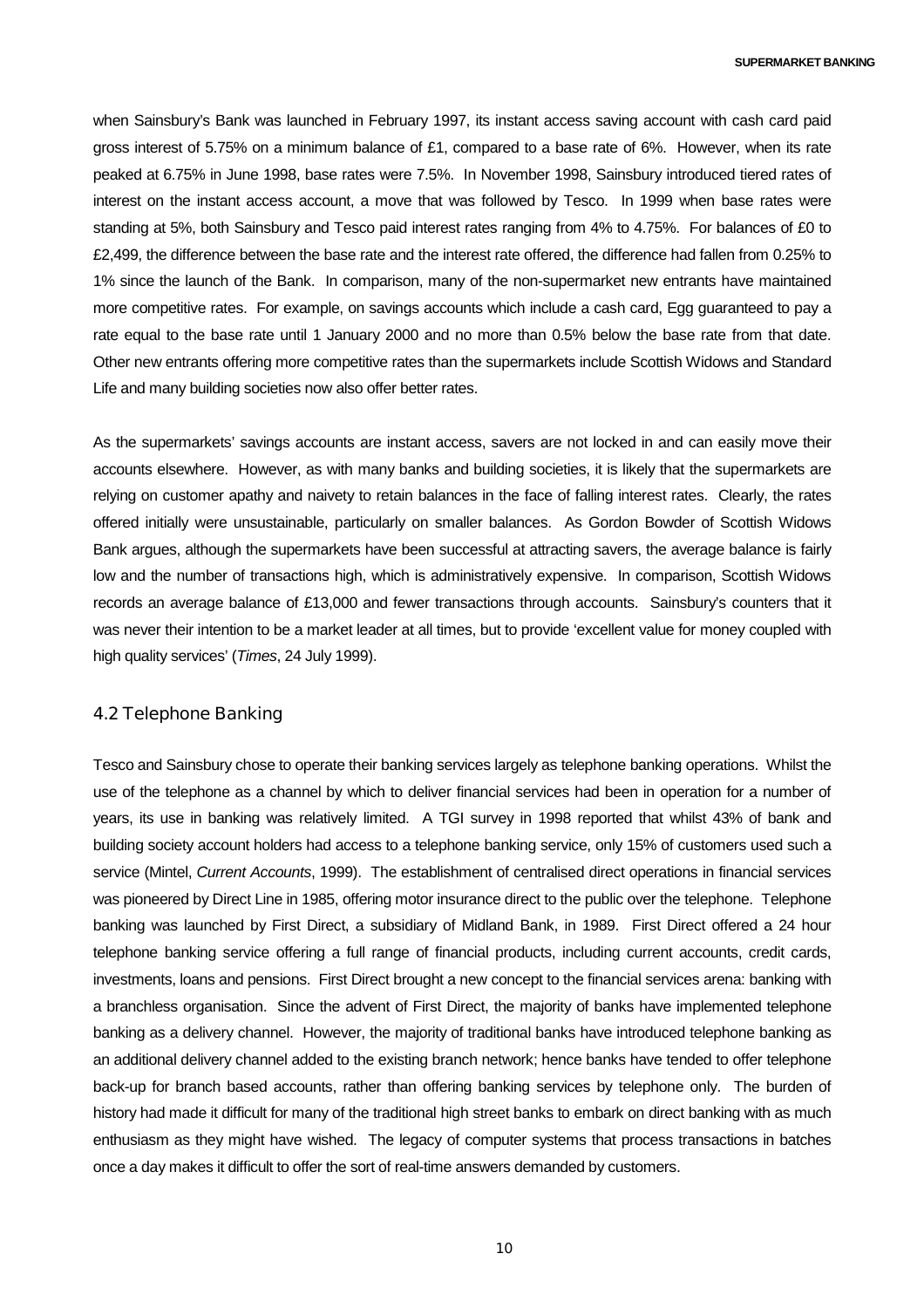when Sainsbury's Bank was launched in February 1997, its instant access saving account with cash card paid gross interest of 5.75% on a minimum balance of £1, compared to a base rate of 6%. However, when its rate peaked at 6.75% in June 1998, base rates were 7.5%. In November 1998, Sainsbury introduced tiered rates of interest on the instant access account, a move that was followed by Tesco. In 1999 when base rates were standing at 5%, both Sainsbury and Tesco paid interest rates ranging from 4% to 4.75%. For balances of £0 to £2,499, the difference between the base rate and the interest rate offered, the difference had fallen from 0.25% to 1% since the launch of the Bank. In comparison, many of the non-supermarket new entrants have maintained more competitive rates. For example, on savings accounts which include a cash card, Egg guaranteed to pay a rate equal to the base rate until 1 January 2000 and no more than 0.5% below the base rate from that date. Other new entrants offering more competitive rates than the supermarkets include Scottish Widows and Standard Life and many building societies now also offer better rates.

As the supermarkets' savings accounts are instant access, savers are not locked in and can easily move their accounts elsewhere. However, as with many banks and building societies, it is likely that the supermarkets are relying on customer apathy and naivety to retain balances in the face of falling interest rates. Clearly, the rates offered initially were unsustainable, particularly on smaller balances. As Gordon Bowder of Scottish Widows Bank argues, although the supermarkets have been successful at attracting savers, the average balance is fairly low and the number of transactions high, which is administratively expensive. In comparison, Scottish Widows records an average balance of £13,000 and fewer transactions through accounts. Sainsbury's counters that it was never their intention to be a market leader at all times, but to provide 'excellent value for money coupled with high quality services' (*Times*, 24 July 1999).

## 4.2 Telephone Banking

Tesco and Sainsbury chose to operate their banking services largely as telephone banking operations. Whilst the use of the telephone as a channel by which to deliver financial services had been in operation for a number of years, its use in banking was relatively limited. A TGI survey in 1998 reported that whilst 43% of bank and building society account holders had access to a telephone banking service, only 15% of customers used such a service (Mintel, *Current Accounts*, 1999). The establishment of centralised direct operations in financial services was pioneered by Direct Line in 1985, offering motor insurance direct to the public over the telephone. Telephone banking was launched by First Direct, a subsidiary of Midland Bank, in 1989. First Direct offered a 24 hour telephone banking service offering a full range of financial products, including current accounts, credit cards, investments, loans and pensions. First Direct brought a new concept to the financial services arena: banking with a branchless organisation. Since the advent of First Direct, the majority of banks have implemented telephone banking as a delivery channel. However, the majority of traditional banks have introduced telephone banking as an additional delivery channel added to the existing branch network; hence banks have tended to offer telephone back-up for branch based accounts, rather than offering banking services by telephone only. The burden of history had made it difficult for many of the traditional high street banks to embark on direct banking with as much enthusiasm as they might have wished. The legacy of computer systems that process transactions in batches once a day makes it difficult to offer the sort of real-time answers demanded by customers.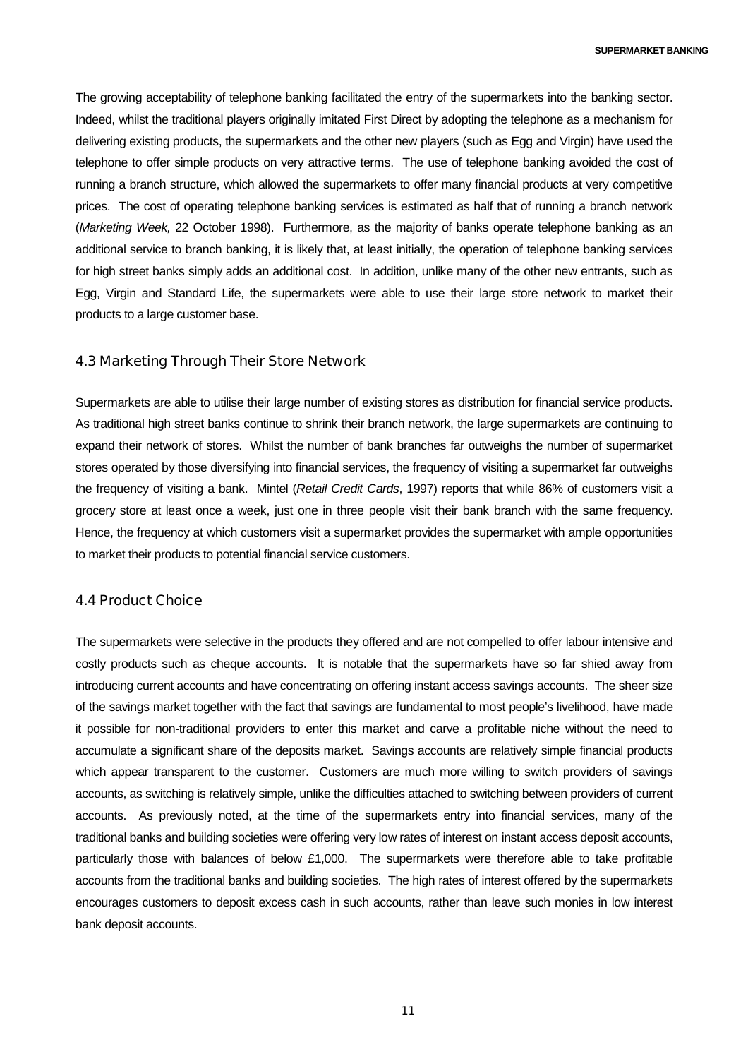The growing acceptability of telephone banking facilitated the entry of the supermarkets into the banking sector. Indeed, whilst the traditional players originally imitated First Direct by adopting the telephone as a mechanism for delivering existing products, the supermarkets and the other new players (such as Egg and Virgin) have used the telephone to offer simple products on very attractive terms. The use of telephone banking avoided the cost of running a branch structure, which allowed the supermarkets to offer many financial products at very competitive prices. The cost of operating telephone banking services is estimated as half that of running a branch network (*Marketing Week,* 22 October 1998). Furthermore, as the majority of banks operate telephone banking as an additional service to branch banking, it is likely that, at least initially, the operation of telephone banking services for high street banks simply adds an additional cost. In addition, unlike many of the other new entrants, such as Egg, Virgin and Standard Life, the supermarkets were able to use their large store network to market their products to a large customer base.

### 4.3 Marketing Through Their Store Network

Supermarkets are able to utilise their large number of existing stores as distribution for financial service products. As traditional high street banks continue to shrink their branch network, the large supermarkets are continuing to expand their network of stores. Whilst the number of bank branches far outweighs the number of supermarket stores operated by those diversifying into financial services, the frequency of visiting a supermarket far outweighs the frequency of visiting a bank. Mintel (*Retail Credit Cards*, 1997) reports that while 86% of customers visit a grocery store at least once a week, just one in three people visit their bank branch with the same frequency. Hence, the frequency at which customers visit a supermarket provides the supermarket with ample opportunities to market their products to potential financial service customers.

### 4.4 Product Choice

The supermarkets were selective in the products they offered and are not compelled to offer labour intensive and costly products such as cheque accounts. It is notable that the supermarkets have so far shied away from introducing current accounts and have concentrating on offering instant access savings accounts. The sheer size of the savings market together with the fact that savings are fundamental to most people's livelihood, have made it possible for non-traditional providers to enter this market and carve a profitable niche without the need to accumulate a significant share of the deposits market. Savings accounts are relatively simple financial products which appear transparent to the customer. Customers are much more willing to switch providers of savings accounts, as switching is relatively simple, unlike the difficulties attached to switching between providers of current accounts. As previously noted, at the time of the supermarkets entry into financial services, many of the traditional banks and building societies were offering very low rates of interest on instant access deposit accounts, particularly those with balances of below £1,000. The supermarkets were therefore able to take profitable accounts from the traditional banks and building societies. The high rates of interest offered by the supermarkets encourages customers to deposit excess cash in such accounts, rather than leave such monies in low interest bank deposit accounts.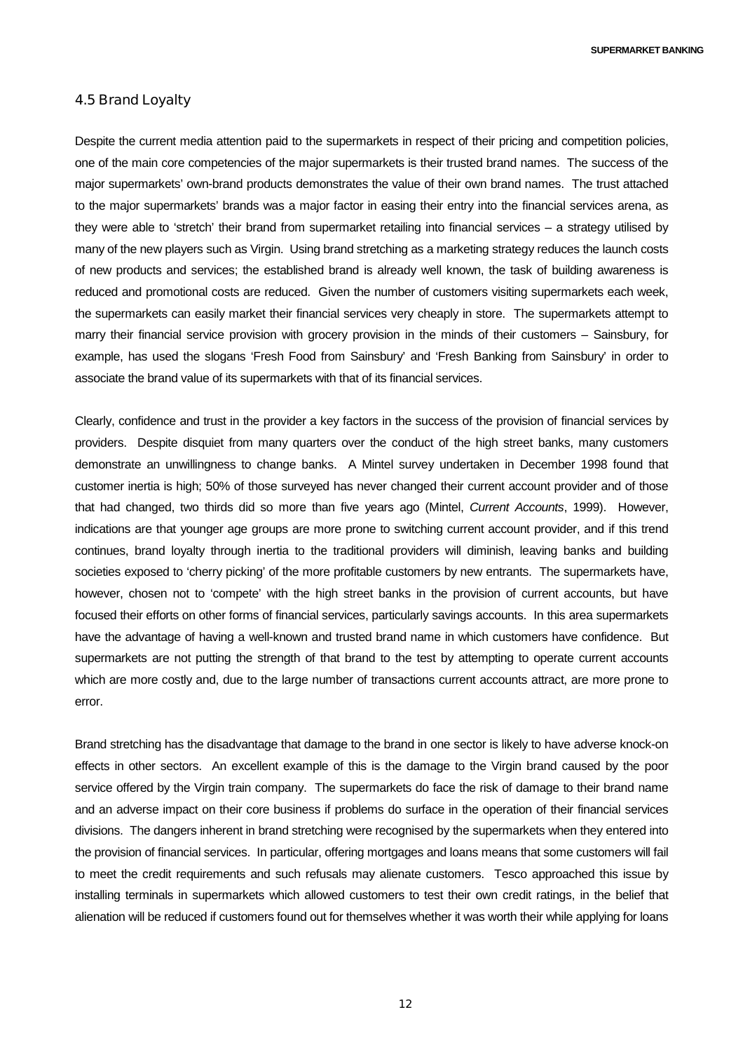## 4.5 Brand Loyalty

Despite the current media attention paid to the supermarkets in respect of their pricing and competition policies, one of the main core competencies of the major supermarkets is their trusted brand names. The success of the major supermarkets' own-brand products demonstrates the value of their own brand names. The trust attached to the major supermarkets' brands was a major factor in easing their entry into the financial services arena, as they were able to 'stretch' their brand from supermarket retailing into financial services – a strategy utilised by many of the new players such as Virgin. Using brand stretching as a marketing strategy reduces the launch costs of new products and services; the established brand is already well known, the task of building awareness is reduced and promotional costs are reduced. Given the number of customers visiting supermarkets each week, the supermarkets can easily market their financial services very cheaply in store. The supermarkets attempt to marry their financial service provision with grocery provision in the minds of their customers – Sainsbury, for example, has used the slogans 'Fresh Food from Sainsbury' and 'Fresh Banking from Sainsbury' in order to associate the brand value of its supermarkets with that of its financial services.

Clearly, confidence and trust in the provider a key factors in the success of the provision of financial services by providers. Despite disquiet from many quarters over the conduct of the high street banks, many customers demonstrate an unwillingness to change banks. A Mintel survey undertaken in December 1998 found that customer inertia is high; 50% of those surveyed has never changed their current account provider and of those that had changed, two thirds did so more than five years ago (Mintel, *Current Accounts*, 1999). However, indications are that younger age groups are more prone to switching current account provider, and if this trend continues, brand loyalty through inertia to the traditional providers will diminish, leaving banks and building societies exposed to 'cherry picking' of the more profitable customers by new entrants. The supermarkets have, however, chosen not to 'compete' with the high street banks in the provision of current accounts, but have focused their efforts on other forms of financial services, particularly savings accounts. In this area supermarkets have the advantage of having a well-known and trusted brand name in which customers have confidence. But supermarkets are not putting the strength of that brand to the test by attempting to operate current accounts which are more costly and, due to the large number of transactions current accounts attract, are more prone to error.

Brand stretching has the disadvantage that damage to the brand in one sector is likely to have adverse knock-on effects in other sectors. An excellent example of this is the damage to the Virgin brand caused by the poor service offered by the Virgin train company. The supermarkets do face the risk of damage to their brand name and an adverse impact on their core business if problems do surface in the operation of their financial services divisions. The dangers inherent in brand stretching were recognised by the supermarkets when they entered into the provision of financial services. In particular, offering mortgages and loans means that some customers will fail to meet the credit requirements and such refusals may alienate customers. Tesco approached this issue by installing terminals in supermarkets which allowed customers to test their own credit ratings, in the belief that alienation will be reduced if customers found out for themselves whether it was worth their while applying for loans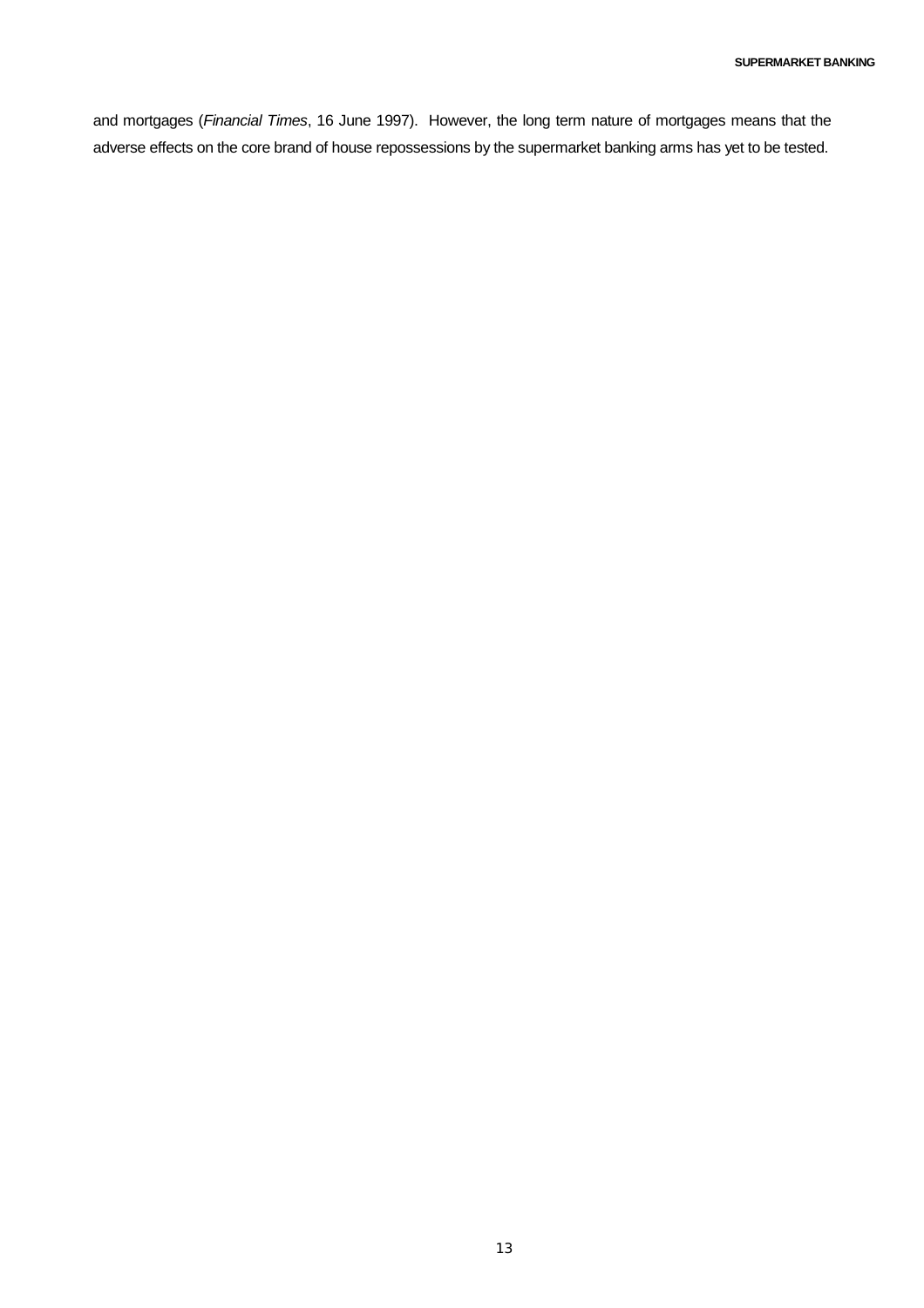and mortgages (*Financial Times*, 16 June 1997). However, the long term nature of mortgages means that the adverse effects on the core brand of house repossessions by the supermarket banking arms has yet to be tested.